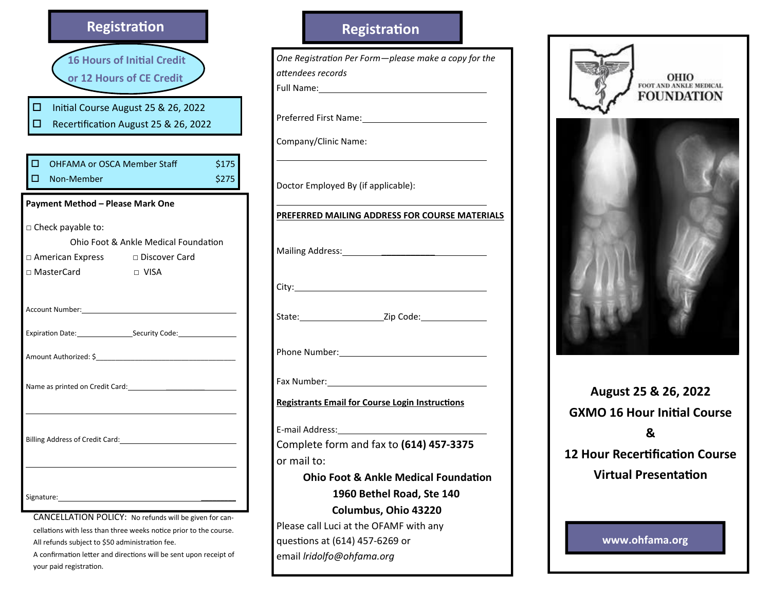## Registration

16 Hours of Initial Credit or 12 Hours of CE Credit

- ☐ Initial Course August 25 & 26, 2022
- ☐ Recertification August 25 & 26, 2022

| | | |
|---|---|---|
| ☐ | OHFAMA or OSCA Member Staff | $175 |
| ☐ | Non-Member | $275 |

**Payment Method – Please Mark One**

□ Check payable to:
Ohio Foot & Ankle Medical Foundation

□ American Express □ Discover Card
□ MasterCard □ VISA

Account Number:_______________

Expiration Date:_______________ Security Code:_______________

Amount Authorized: $_______________

Name as printed on Credit Card:_______________

_______________

Billing Address of Credit Card:_______________

_______________

Signature:_______________

CANCELLATION POLICY: No refunds will be given for cancellations with less than three weeks notice prior to the course. All refunds subject to $50 administration fee.

A confirmation letter and directions will be sent upon receipt of your paid registration.

## Registration

*One Registration Per Form—please make a copy for the attendees records*

Full Name:_______________

Preferred First Name:_______________

Company/Clinic Name:

_______________

Doctor Employed By (if applicable):

_______________

**PREFERRED MAILING ADDRESS FOR COURSE MATERIALS**

Mailing Address:_______________

City:_______________

State:_______________ Zip Code:_______________

Phone Number:_______________

Fax Number:_______________

**Registrants Email for Course Login Instructions**

E-mail Address:_______________

Complete form and fax to **(614) 457-3375**
or mail to:

**Ohio Foot & Ankle Medical Foundation**
**1960 Bethel Road, Ste 140**
**Columbus, Ohio 43220**

Please call Luci at the OFAMF with any questions at (614) 457-6269 or email *lridolfo@ohfama.org*

OHIO FOOT AND ANKLE MEDICAL FOUNDATION

**August 25 & 26, 2022**

**GXMO 16 Hour Initial Course**

**&**

**12 Hour Recertification Course**

**Virtual Presentation**

**www.ohfama.org**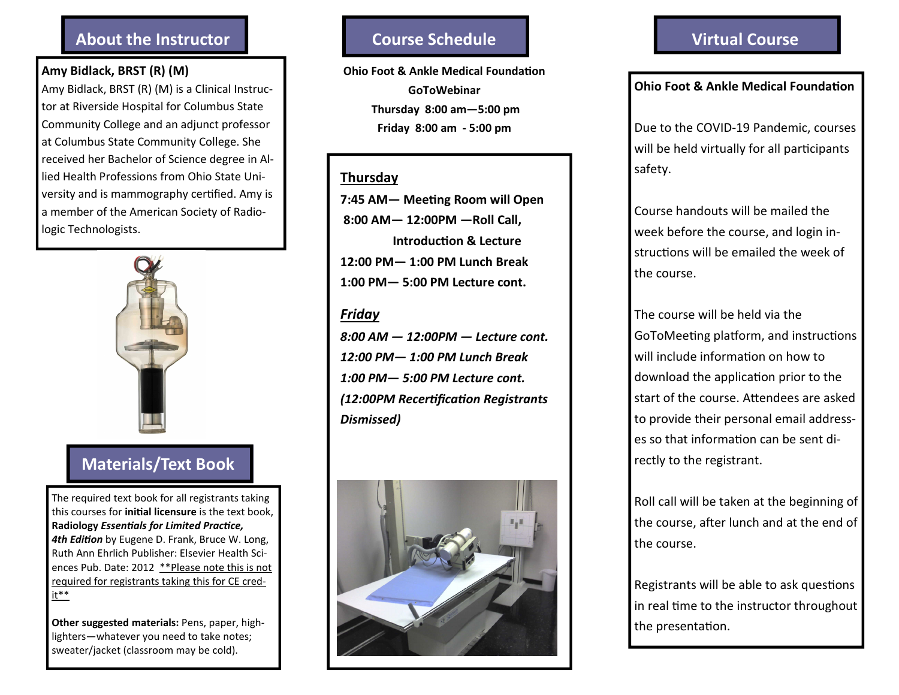## About the Instructor

**Amy Bidlack, BRST (R) (M)**

Amy Bidlack, BRST (R) (M) is a Clinical Instructor at Riverside Hospital for Columbus State Community College and an adjunct professor at Columbus State Community College. She received her Bachelor of Science degree in Allied Health Professions from Ohio State University and is mammography certified. Amy is a member of the American Society of Radiologic Technologists.

## Materials/Text Book

The required text book for all registrants taking this courses for **initial licensure** is the text book, **Radiology *Essentials for Limited Practice, 4th Edition*** by Eugene D. Frank, Bruce W. Long, Ruth Ann Ehrlich Publisher: Elsevier Health Sciences Pub. Date: 2012 **Please note this is not required for registrants taking this for CE credit**

**Other suggested materials:** Pens, paper, highlighters—whatever you need to take notes; sweater/jacket (classroom may be cold).

## Course Schedule

**Ohio Foot & Ankle Medical Foundation**
**GoToWebinar**
**Thursday 8:00 am—5:00 pm**
**Friday 8:00 am - 5:00 pm**

**Thursday**

**7:45 AM— Meeting Room will Open**
**8:00 AM— 12:00PM —Roll Call, Introduction & Lecture**
**12:00 PM— 1:00 PM Lunch Break**
**1:00 PM— 5:00 PM Lecture cont.**

***Friday***

***8:00 AM — 12:00PM — Lecture cont.***
***12:00 PM— 1:00 PM Lunch Break***
***1:00 PM— 5:00 PM Lecture cont.***
***(12:00PM Recertification Registrants Dismissed)***

## Virtual Course

**Ohio Foot & Ankle Medical Foundation**

Due to the COVID-19 Pandemic, courses will be held virtually for all participants safety.

Course handouts will be mailed the week before the course, and login instructions will be emailed the week of the course.

The course will be held via the GoToMeeting platform, and instructions will include information on how to download the application prior to the start of the course. Attendees are asked to provide their personal email addresses so that information can be sent directly to the registrant.

Roll call will be taken at the beginning of the course, after lunch and at the end of the course.

Registrants will be able to ask questions in real time to the instructor throughout the presentation.